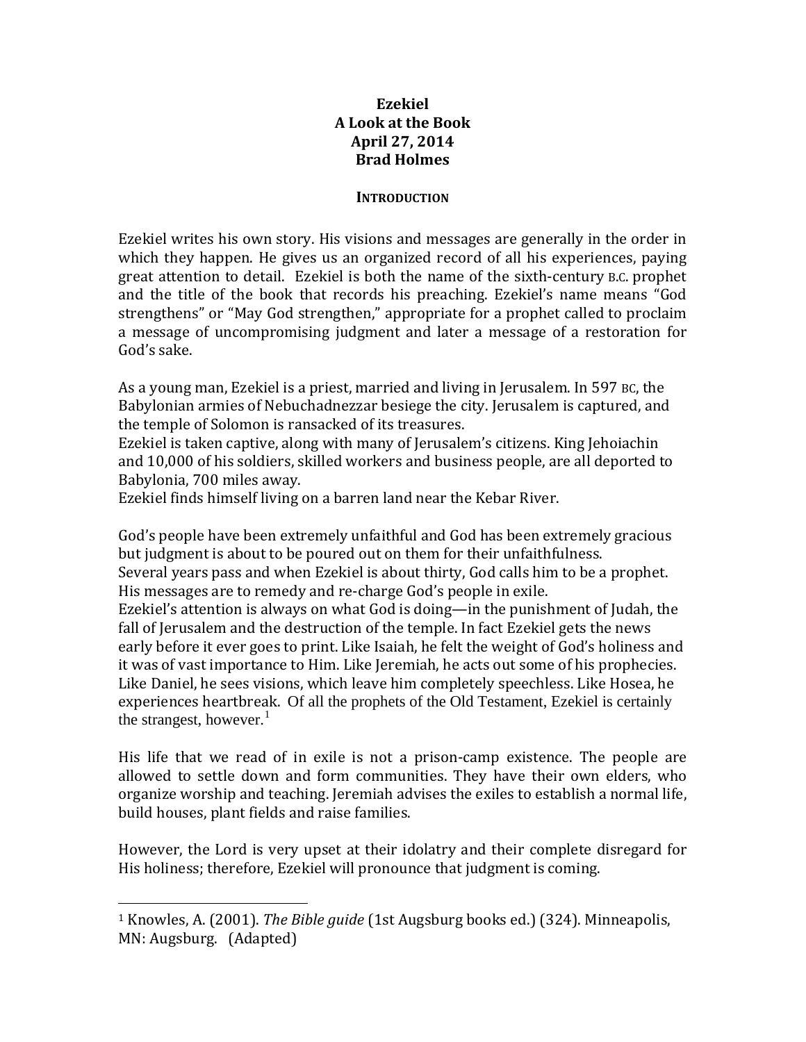**Ezekiel**
**A Look at the Book**
**April 27, 2014**
**Brad Holmes**

## INTRODUCTION

Ezekiel writes his own story. His visions and messages are generally in the order in which they happen. He gives us an organized record of all his experiences, paying great attention to detail. Ezekiel is both the name of the sixth-century B.C. prophet and the title of the book that records his preaching. Ezekiel's name means "God strengthens" or "May God strengthen," appropriate for a prophet called to proclaim a message of uncompromising judgment and later a message of a restoration for God's sake.

As a young man, Ezekiel is a priest, married and living in Jerusalem. In 597 BC, the Babylonian armies of Nebuchadnezzar besiege the city. Jerusalem is captured, and the temple of Solomon is ransacked of its treasures.
Ezekiel is taken captive, along with many of Jerusalem's citizens. King Jehoiachin and 10,000 of his soldiers, skilled workers and business people, are all deported to Babylonia, 700 miles away.
Ezekiel finds himself living on a barren land near the Kebar River.

God's people have been extremely unfaithful and God has been extremely gracious but judgment is about to be poured out on them for their unfaithfulness.
Several years pass and when Ezekiel is about thirty, God calls him to be a prophet. His messages are to remedy and re-charge God's people in exile.
Ezekiel's attention is always on what God is doing—in the punishment of Judah, the fall of Jerusalem and the destruction of the temple. In fact Ezekiel gets the news early before it ever goes to print. Like Isaiah, he felt the weight of God's holiness and it was of vast importance to Him. Like Jeremiah, he acts out some of his prophecies. Like Daniel, he sees visions, which leave him completely speechless. Like Hosea, he experiences heartbreak. Of all the prophets of the Old Testament, Ezekiel is certainly the strangest, however.[1]

His life that we read of in exile is not a prison-camp existence. The people are allowed to settle down and form communities. They have their own elders, who organize worship and teaching. Jeremiah advises the exiles to establish a normal life, build houses, plant fields and raise families.

However, the Lord is very upset at their idolatry and their complete disregard for His holiness; therefore, Ezekiel will pronounce that judgment is coming.

---

[1] Knowles, A. (2001). *The Bible guide* (1st Augsburg books ed.) (324). Minneapolis, MN: Augsburg. (Adapted)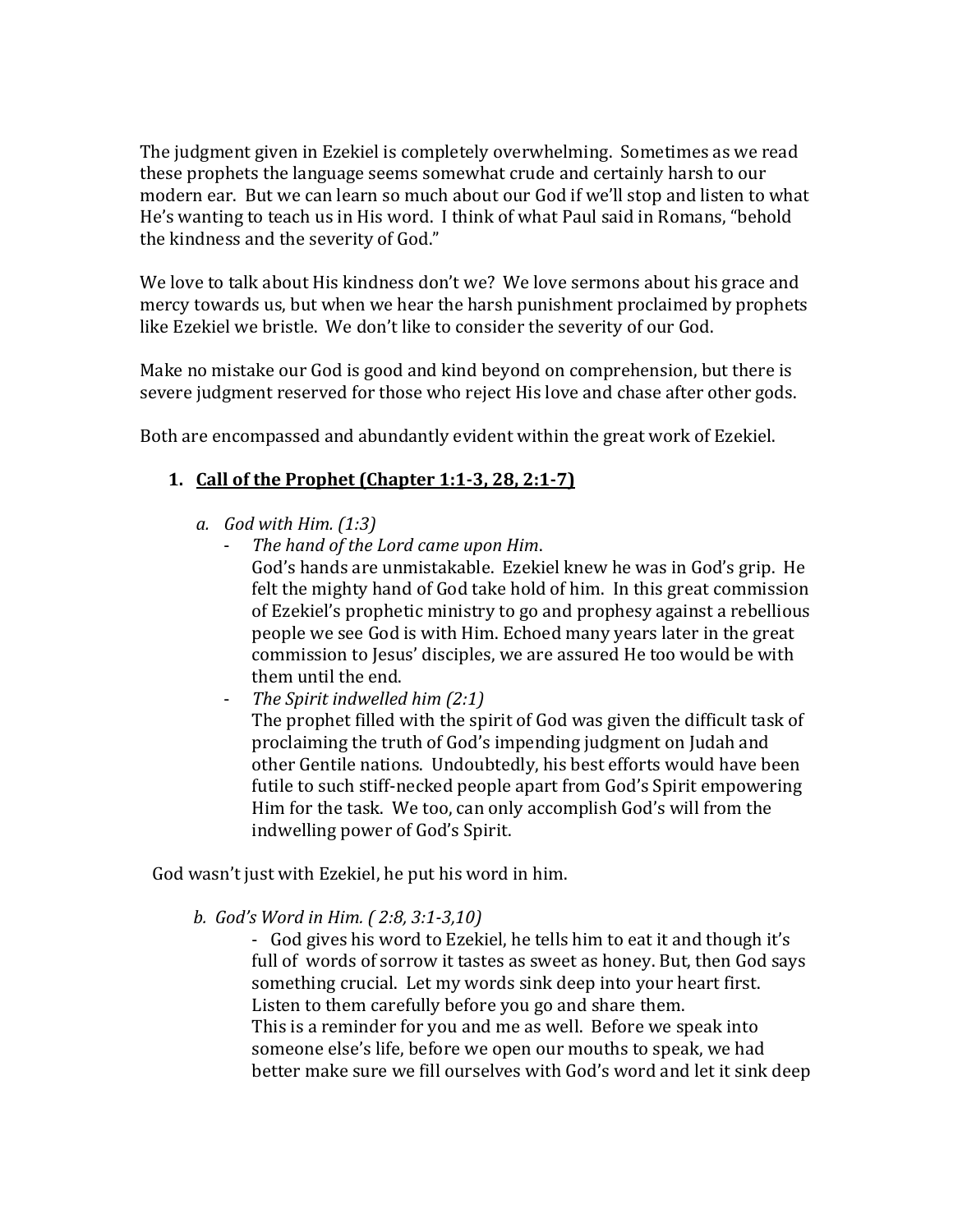The judgment given in Ezekiel is completely overwhelming. Sometimes as we read these prophets the language seems somewhat crude and certainly harsh to our modern ear. But we can learn so much about our God if we'll stop and listen to what He's wanting to teach us in His word. I think of what Paul said in Romans, "behold the kindness and the severity of God."

We love to talk about His kindness don't we? We love sermons about his grace and mercy towards us, but when we hear the harsh punishment proclaimed by prophets like Ezekiel we bristle. We don't like to consider the severity of our God.

Make no mistake our God is good and kind beyond on comprehension, but there is severe judgment reserved for those who reject His love and chase after other gods.

Both are encompassed and abundantly evident within the great work of Ezekiel.

1. **<u>Call of the Prophet (Chapter 1:1-3, 28, 2:1-7)</u>**

   a. *God with Him. (1:3)*
      - *The hand of the Lord came upon Him*.
        God's hands are unmistakable. Ezekiel knew he was in God's grip. He felt the mighty hand of God take hold of him. In this great commission of Ezekiel's prophetic ministry to go and prophesy against a rebellious people we see God is with Him. Echoed many years later in the great commission to Jesus' disciples, we are assured He too would be with them until the end.
      - *The Spirit indwelled him (2:1)*
        The prophet filled with the spirit of God was given the difficult task of proclaiming the truth of God's impending judgment on Judah and other Gentile nations. Undoubtedly, his best efforts would have been futile to such stiff-necked people apart from God's Spirit empowering Him for the task. We too, can only accomplish God's will from the indwelling power of God's Spirit.

God wasn't just with Ezekiel, he put his word in him.

   b. *God's Word in Him. ( 2:8, 3:1-3,10)*
      - God gives his word to Ezekiel, he tells him to eat it and though it's full of words of sorrow it tastes as sweet as honey. But, then God says something crucial. Let my words sink deep into your heart first. Listen to them carefully before you go and share them.
        This is a reminder for you and me as well. Before we speak into someone else's life, before we open our mouths to speak, we had better make sure we fill ourselves with God's word and let it sink deep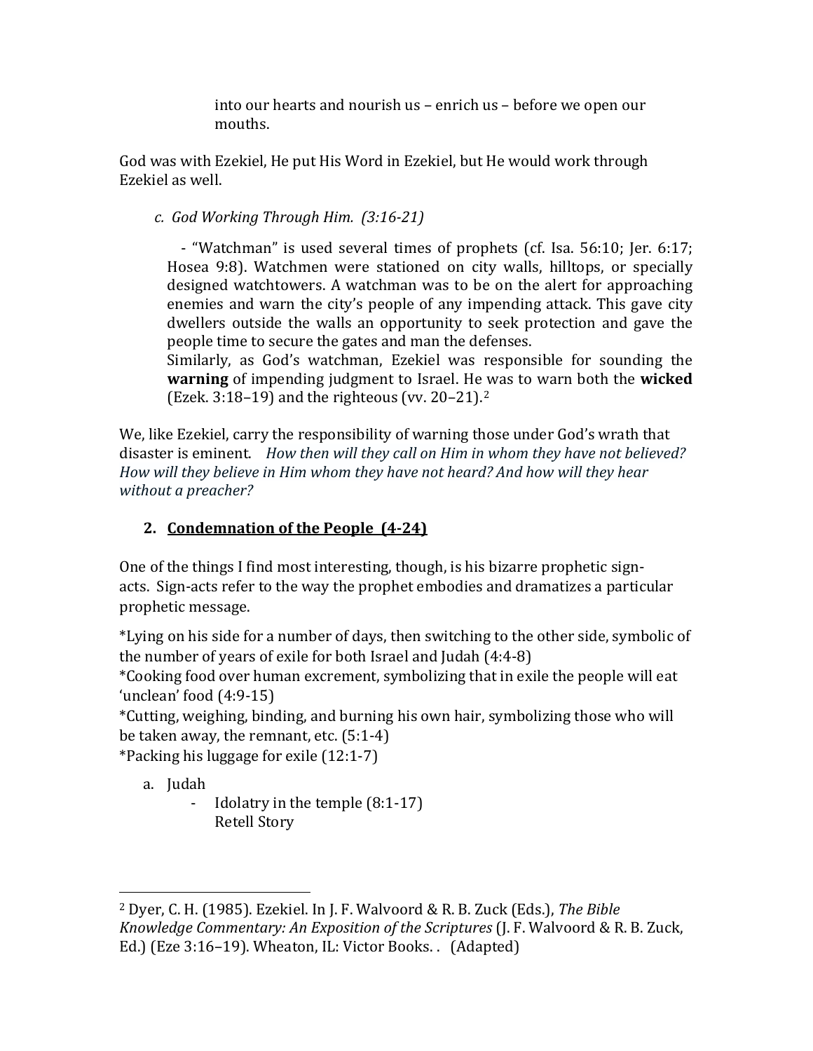into our hearts and nourish us – enrich us – before we open our mouths.

God was with Ezekiel, He put His Word in Ezekiel, but He would work through Ezekiel as well.

*c. God Working Through Him. (3:16-21)*

- "Watchman" is used several times of prophets (cf. Isa. 56:10; Jer. 6:17; Hosea 9:8). Watchmen were stationed on city walls, hilltops, or specially designed watchtowers. A watchman was to be on the alert for approaching enemies and warn the city's people of any impending attack. This gave city dwellers outside the walls an opportunity to seek protection and gave the people time to secure the gates and man the defenses.
Similarly, as God's watchman, Ezekiel was responsible for sounding the **warning** of impending judgment to Israel. He was to warn both the **wicked** (Ezek. 3:18–19) and the righteous (vv. 20–21).[2]

We, like Ezekiel, carry the responsibility of warning those under God's wrath that disaster is eminent. *How then will they call on Him in whom they have not believed? How will they believe in Him whom they have not heard? And how will they hear without a preacher?*

## 2. <u>Condemnation of the People (4-24)</u>

One of the things I find most interesting, though, is his bizarre prophetic sign-acts. Sign-acts refer to the way the prophet embodies and dramatizes a particular prophetic message.

*Lying on his side for a number of days, then switching to the other side, symbolic of the number of years of exile for both Israel and Judah (4:4-8)
*Cooking food over human excrement, symbolizing that in exile the people will eat 'unclean' food (4:9-15)
*Cutting, weighing, binding, and burning his own hair, symbolizing those who will be taken away, the remnant, etc. (5:1-4)
*Packing his luggage for exile (12:1-7)

a. Judah
   - Idolatry in the temple (8:1-17)
     Retell Story

---

[2] Dyer, C. H. (1985). Ezekiel. In J. F. Walvoord & R. B. Zuck (Eds.), *The Bible Knowledge Commentary: An Exposition of the Scriptures* (J. F. Walvoord & R. B. Zuck, Ed.) (Eze 3:16–19). Wheaton, IL: Victor Books. . (Adapted)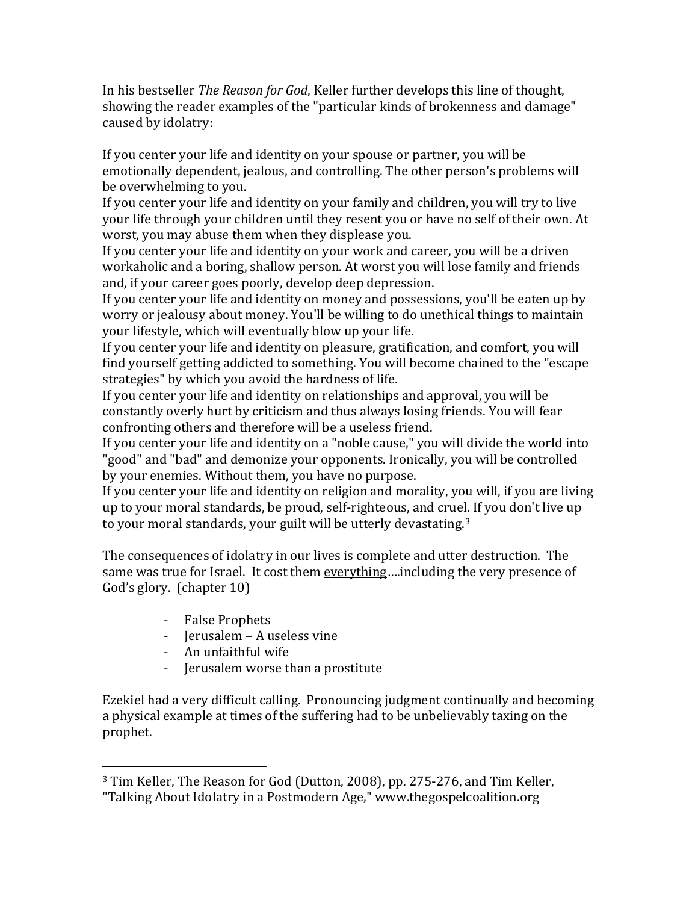In his bestseller *The Reason for God*, Keller further develops this line of thought, showing the reader examples of the "particular kinds of brokenness and damage" caused by idolatry:

If you center your life and identity on your spouse or partner, you will be emotionally dependent, jealous, and controlling. The other person's problems will be overwhelming to you.
If you center your life and identity on your family and children, you will try to live your life through your children until they resent you or have no self of their own. At worst, you may abuse them when they displease you.
If you center your life and identity on your work and career, you will be a driven workaholic and a boring, shallow person. At worst you will lose family and friends and, if your career goes poorly, develop deep depression.
If you center your life and identity on money and possessions, you'll be eaten up by worry or jealousy about money. You'll be willing to do unethical things to maintain your lifestyle, which will eventually blow up your life.
If you center your life and identity on pleasure, gratification, and comfort, you will find yourself getting addicted to something. You will become chained to the "escape strategies" by which you avoid the hardness of life.
If you center your life and identity on relationships and approval, you will be constantly overly hurt by criticism and thus always losing friends. You will fear confronting others and therefore will be a useless friend.
If you center your life and identity on a "noble cause," you will divide the world into "good" and "bad" and demonize your opponents. Ironically, you will be controlled by your enemies. Without them, you have no purpose.
If you center your life and identity on religion and morality, you will, if you are living up to your moral standards, be proud, self-righteous, and cruel. If you don't live up to your moral standards, your guilt will be utterly devastating.[3]

The consequences of idolatry in our lives is complete and utter destruction. The same was true for Israel. It cost them <u>everything</u>….including the very presence of God's glory. (chapter 10)

- False Prophets
- Jerusalem – A useless vine
- An unfaithful wife
- Jerusalem worse than a prostitute

Ezekiel had a very difficult calling. Pronouncing judgment continually and becoming a physical example at times of the suffering had to be unbelievably taxing on the prophet.

---

[3] Tim Keller, The Reason for God (Dutton, 2008), pp. 275-276, and Tim Keller, "Talking About Idolatry in a Postmodern Age," www.thegospelcoalition.org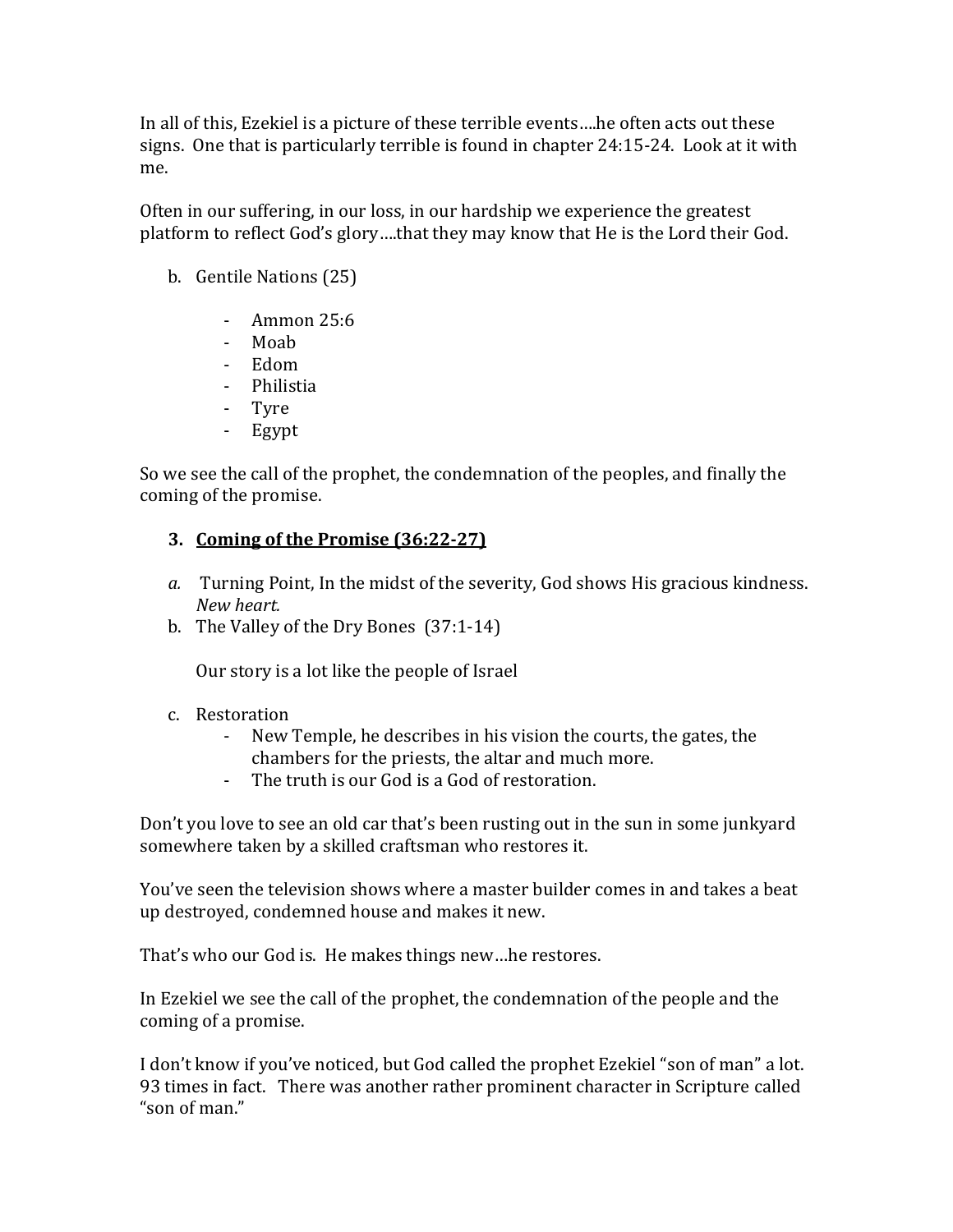In all of this, Ezekiel is a picture of these terrible events….he often acts out these signs. One that is particularly terrible is found in chapter 24:15-24. Look at it with me.

Often in our suffering, in our loss, in our hardship we experience the greatest platform to reflect God's glory….that they may know that He is the Lord their God.

b. Gentile Nations (25)

   - Ammon 25:6
   - Moab
   - Edom
   - Philistia
   - Tyre
   - Egypt

So we see the call of the prophet, the condemnation of the peoples, and finally the coming of the promise.

### 3. <u>Coming of the Promise (36:22-27)</u>

*a.* Turning Point, In the midst of the severity, God shows His gracious kindness. *New heart.*

b. The Valley of the Dry Bones (37:1-14)

   Our story is a lot like the people of Israel

c. Restoration
   - New Temple, he describes in his vision the courts, the gates, the chambers for the priests, the altar and much more.
   - The truth is our God is a God of restoration.

Don't you love to see an old car that's been rusting out in the sun in some junkyard somewhere taken by a skilled craftsman who restores it.

You've seen the television shows where a master builder comes in and takes a beat up destroyed, condemned house and makes it new.

That's who our God is. He makes things new…he restores.

In Ezekiel we see the call of the prophet, the condemnation of the people and the coming of a promise.

I don't know if you've noticed, but God called the prophet Ezekiel "son of man" a lot. 93 times in fact. There was another rather prominent character in Scripture called "son of man."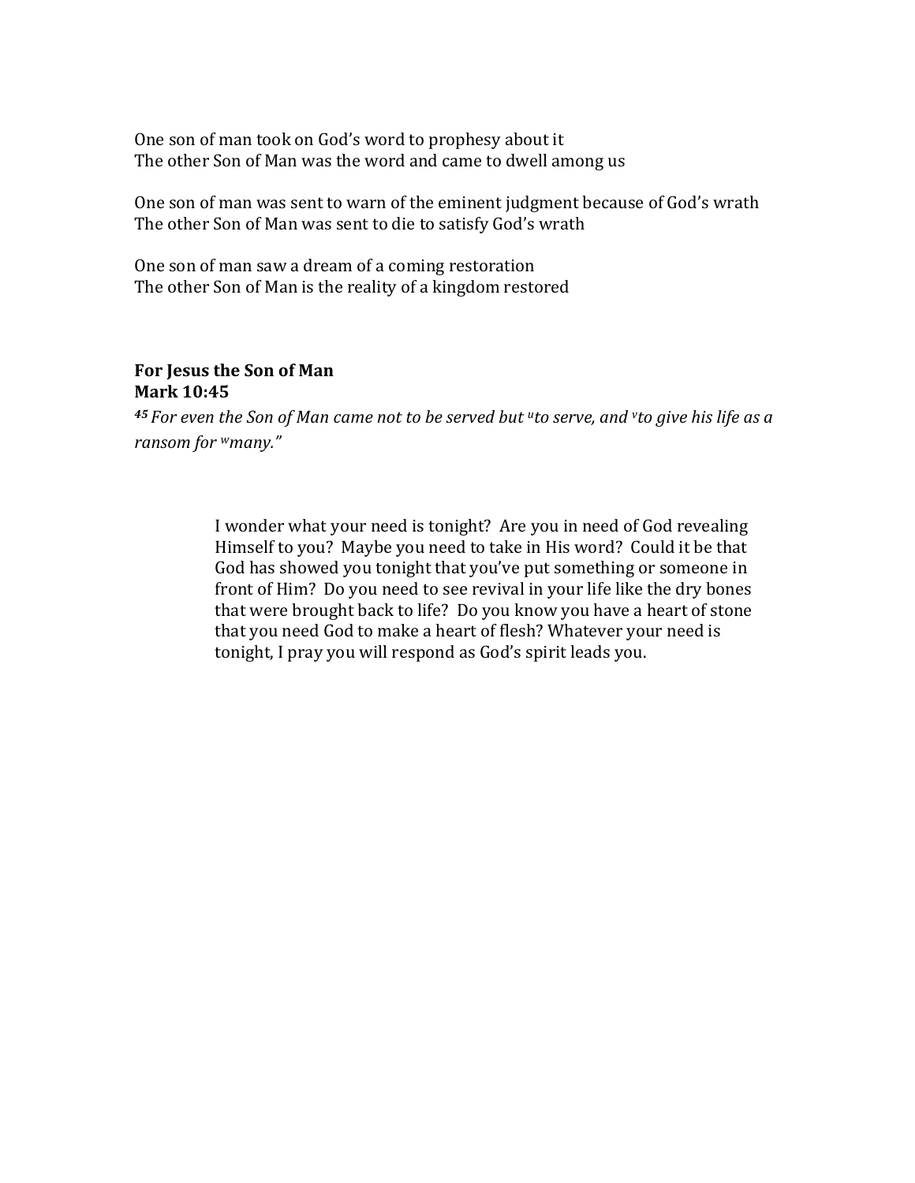One son of man took on God's word to prophesy about it
The other Son of Man was the word and came to dwell among us

One son of man was sent to warn of the eminent judgment because of God's wrath
The other Son of Man was sent to die to satisfy God's wrath

One son of man saw a dream of a coming restoration
The other Son of Man is the reality of a kingdom restored

**For Jesus the Son of Man**
**Mark 10:45**

***45*** *For even the Son of Man came not to be served but* [u]*to serve, and* [v]*to give his life as a ransom for* [w]*many."*

> I wonder what your need is tonight? Are you in need of God revealing Himself to you? Maybe you need to take in His word? Could it be that God has showed you tonight that you've put something or someone in front of Him? Do you need to see revival in your life like the dry bones that were brought back to life? Do you know you have a heart of stone that you need God to make a heart of flesh? Whatever your need is tonight, I pray you will respond as God's spirit leads you.